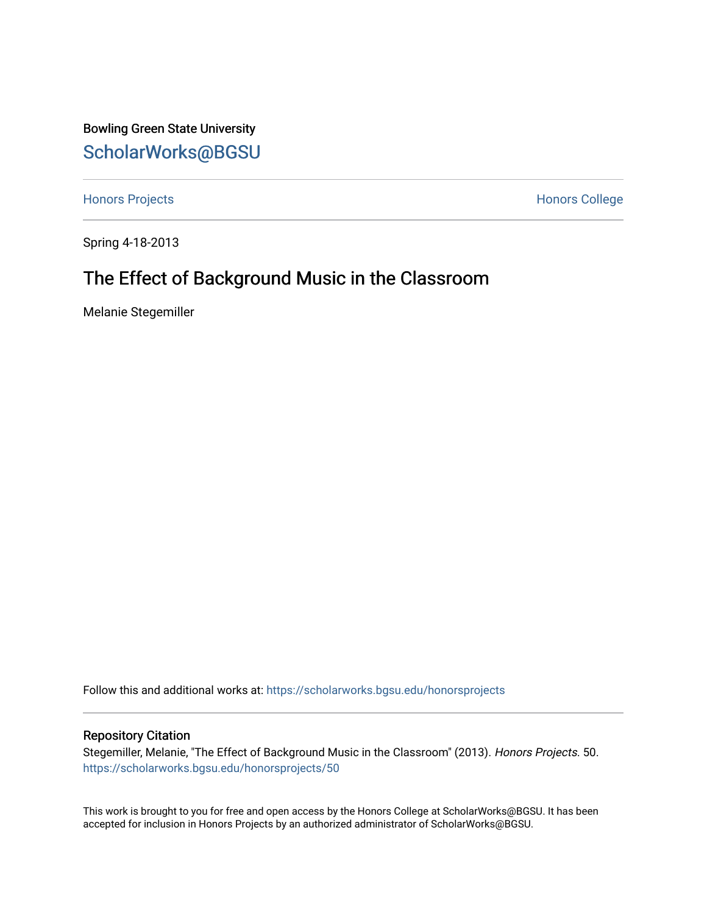Bowling Green State University

## ScholarWorks@BGSU

Honors Projects

Honors College

Spring 4-18-2013

# The Effect of Background Music in the Classroom

Melanie Stegemiller

Follow this and additional works at: https://scholarworks.bgsu.edu/honorsprojects

### Repository Citation

Stegemiller, Melanie, "The Effect of Background Music in the Classroom" (2013). *Honors Projects*. 50.
https://scholarworks.bgsu.edu/honorsprojects/50

This work is brought to you for free and open access by the Honors College at ScholarWorks@BGSU. It has been accepted for inclusion in Honors Projects by an authorized administrator of ScholarWorks@BGSU.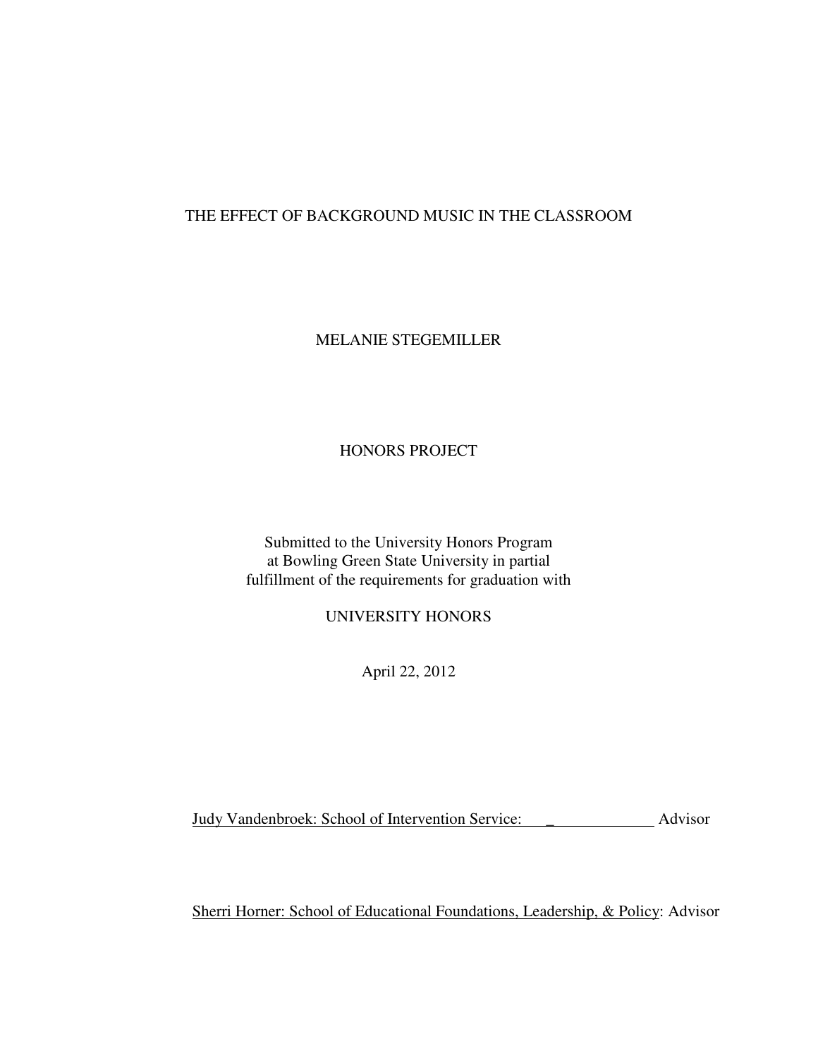THE EFFECT OF BACKGROUND MUSIC IN THE CLASSROOM

MELANIE STEGEMILLER

HONORS PROJECT

Submitted to the University Honors Program
at Bowling Green State University in partial
fulfillment of the requirements for graduation with

UNIVERSITY HONORS

April 22, 2012

Judy Vandenbroek: School of Intervention Service: _ Advisor

Sherri Horner: School of Educational Foundations, Leadership, & Policy: Advisor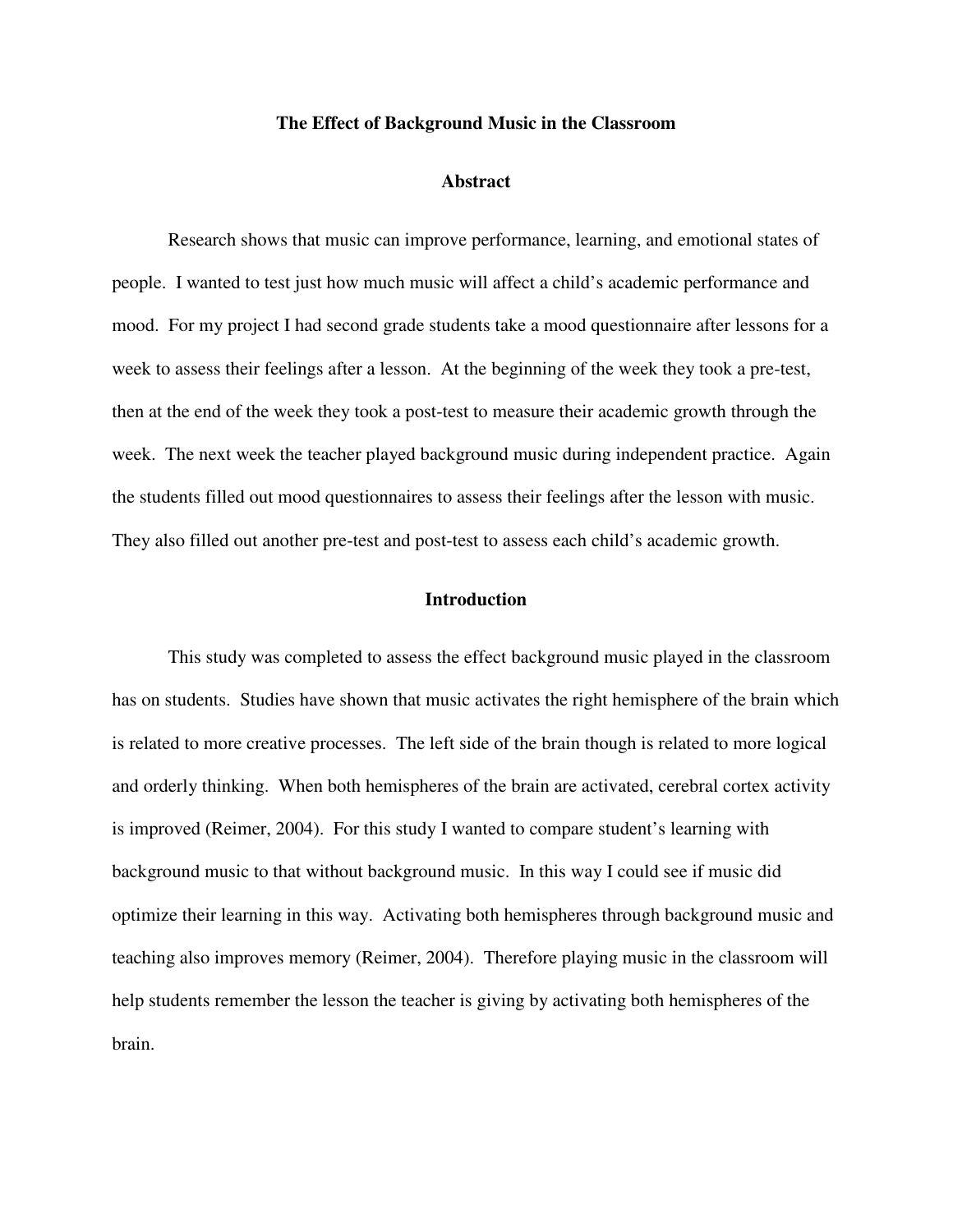# The Effect of Background Music in the Classroom

## Abstract

Research shows that music can improve performance, learning, and emotional states of people. I wanted to test just how much music will affect a child's academic performance and mood. For my project I had second grade students take a mood questionnaire after lessons for a week to assess their feelings after a lesson. At the beginning of the week they took a pre-test, then at the end of the week they took a post-test to measure their academic growth through the week. The next week the teacher played background music during independent practice. Again the students filled out mood questionnaires to assess their feelings after the lesson with music. They also filled out another pre-test and post-test to assess each child's academic growth.

## Introduction

This study was completed to assess the effect background music played in the classroom has on students. Studies have shown that music activates the right hemisphere of the brain which is related to more creative processes. The left side of the brain though is related to more logical and orderly thinking. When both hemispheres of the brain are activated, cerebral cortex activity is improved (Reimer, 2004). For this study I wanted to compare student's learning with background music to that without background music. In this way I could see if music did optimize their learning in this way. Activating both hemispheres through background music and teaching also improves memory (Reimer, 2004). Therefore playing music in the classroom will help students remember the lesson the teacher is giving by activating both hemispheres of the brain.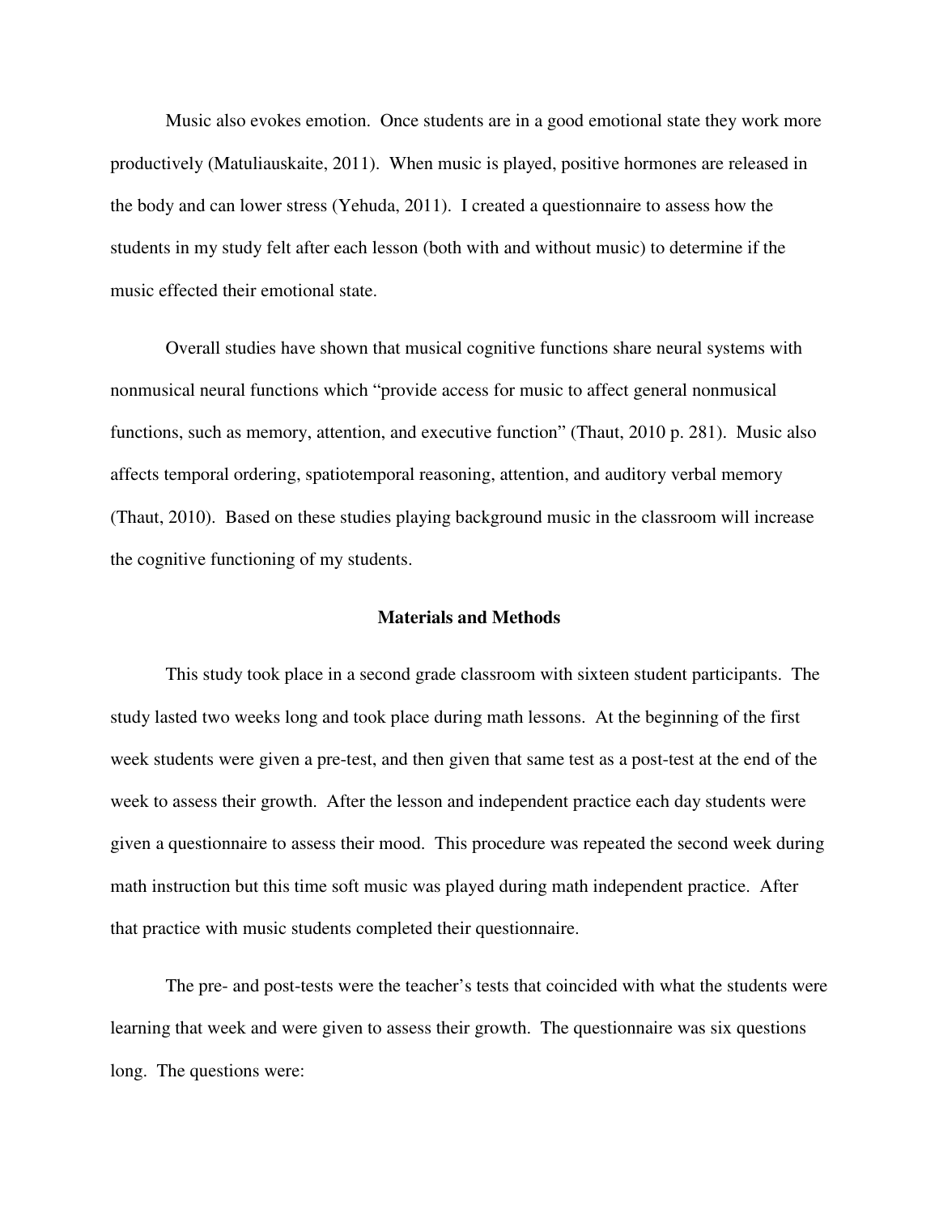Music also evokes emotion. Once students are in a good emotional state they work more productively (Matuliauskaite, 2011). When music is played, positive hormones are released in the body and can lower stress (Yehuda, 2011). I created a questionnaire to assess how the students in my study felt after each lesson (both with and without music) to determine if the music effected their emotional state.

Overall studies have shown that musical cognitive functions share neural systems with nonmusical neural functions which "provide access for music to affect general nonmusical functions, such as memory, attention, and executive function" (Thaut, 2010 p. 281). Music also affects temporal ordering, spatiotemporal reasoning, attention, and auditory verbal memory (Thaut, 2010). Based on these studies playing background music in the classroom will increase the cognitive functioning of my students.

## Materials and Methods

This study took place in a second grade classroom with sixteen student participants. The study lasted two weeks long and took place during math lessons. At the beginning of the first week students were given a pre-test, and then given that same test as a post-test at the end of the week to assess their growth. After the lesson and independent practice each day students were given a questionnaire to assess their mood. This procedure was repeated the second week during math instruction but this time soft music was played during math independent practice. After that practice with music students completed their questionnaire.

The pre- and post-tests were the teacher's tests that coincided with what the students were learning that week and were given to assess their growth. The questionnaire was six questions long. The questions were: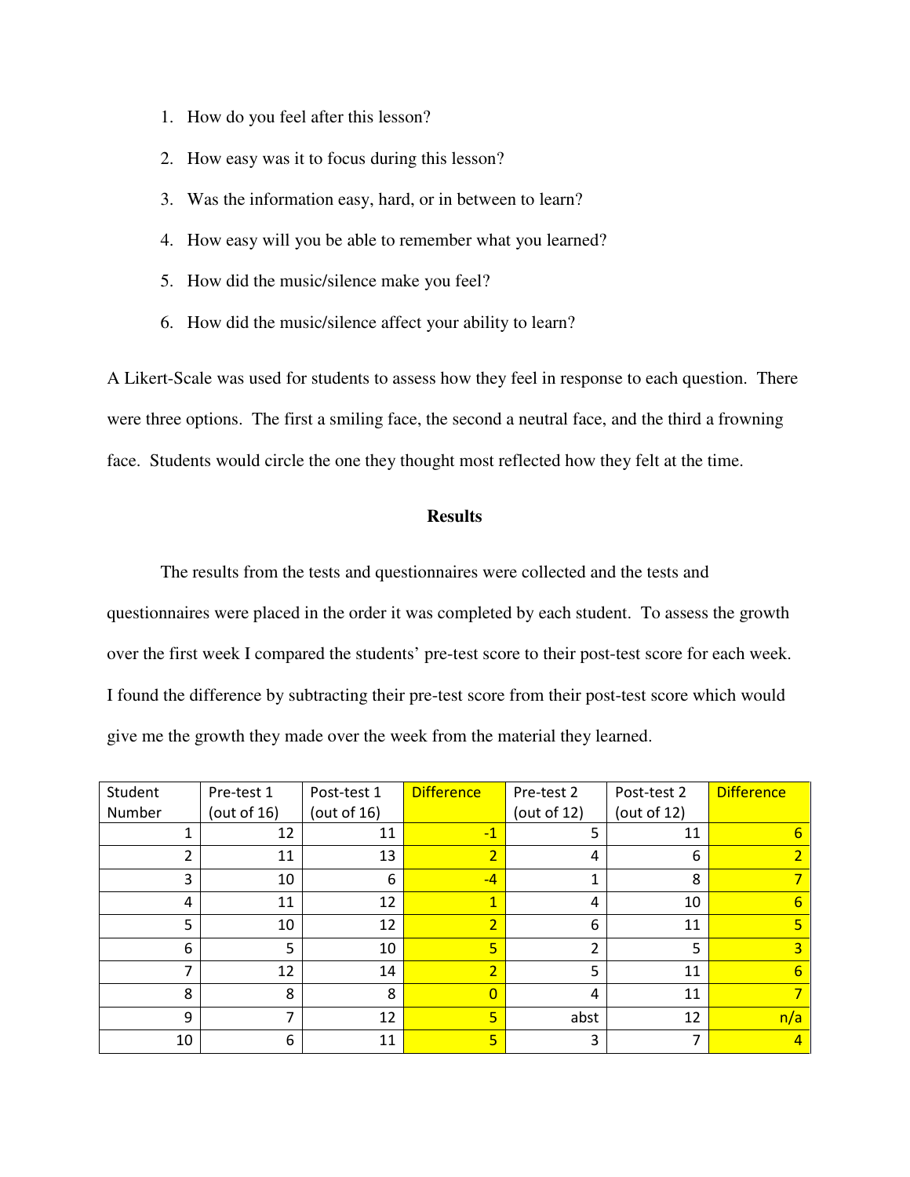1. How do you feel after this lesson?
2. How easy was it to focus during this lesson?
3. Was the information easy, hard, or in between to learn?
4. How easy will you be able to remember what you learned?
5. How did the music/silence make you feel?
6. How did the music/silence affect your ability to learn?

A Likert-Scale was used for students to assess how they feel in response to each question. There were three options. The first a smiling face, the second a neutral face, and the third a frowning face. Students would circle the one they thought most reflected how they felt at the time.

## Results

The results from the tests and questionnaires were collected and the tests and questionnaires were placed in the order it was completed by each student. To assess the growth over the first week I compared the students' pre-test score to their post-test score for each week. I found the difference by subtracting their pre-test score from their post-test score which would give me the growth they made over the week from the material they learned.

| Student Number | Pre-test 1 (out of 16) | Post-test 1 (out of 16) | Difference | Pre-test 2 (out of 12) | Post-test 2 (out of 12) | Difference |
|---|---|---|---|---|---|---|
| 1 | 12 | 11 | -1 | 5 | 11 | 6 |
| 2 | 11 | 13 | 2 | 4 | 6 | 2 |
| 3 | 10 | 6 | -4 | 1 | 8 | 7 |
| 4 | 11 | 12 | 1 | 4 | 10 | 6 |
| 5 | 10 | 12 | 2 | 6 | 11 | 5 |
| 6 | 5 | 10 | 5 | 2 | 5 | 3 |
| 7 | 12 | 14 | 2 | 5 | 11 | 6 |
| 8 | 8 | 8 | 0 | 4 | 11 | 7 |
| 9 | 7 | 12 | 5 | abst | 12 | n/a |
| 10 | 6 | 11 | 5 | 3 | 7 | 4 |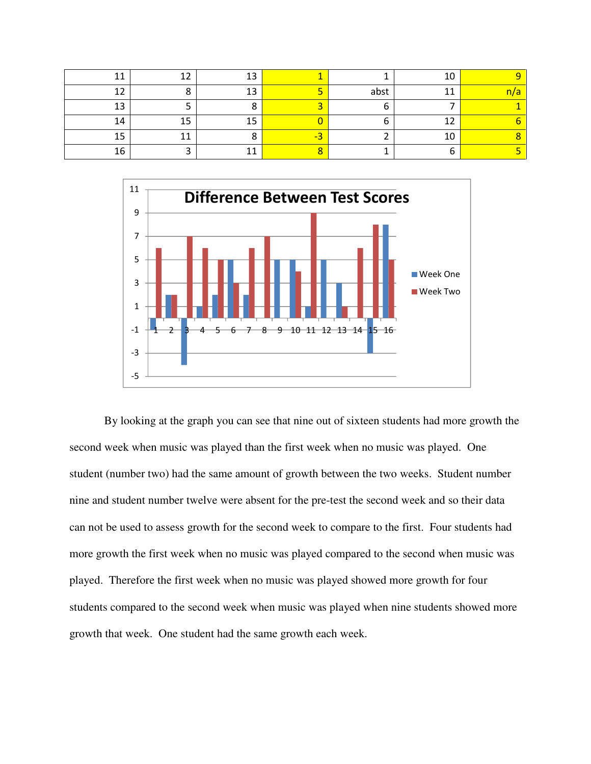| 11 | 12 | 13 | 1 | 1 | 10 | 9 |
|---|---|---|---|---|---|---|
| 12 | 8 | 13 | 5 | abst | 11 | n/a |
| 13 | 5 | 8 | 3 | 6 | 7 | 1 |
| 14 | 15 | 15 | 0 | 6 | 12 | 6 |
| 15 | 11 | 8 | -3 | 2 | 10 | 8 |
| 16 | 3 | 11 | 8 | 1 | 6 | 5 |

**Difference Between Test Scores**

By looking at the graph you can see that nine out of sixteen students had more growth the second week when music was played than the first week when no music was played. One student (number two) had the same amount of growth between the two weeks. Student number nine and student number twelve were absent for the pre-test the second week and so their data can not be used to assess growth for the second week to compare to the first. Four students had more growth the first week when no music was played compared to the second when music was played. Therefore the first week when no music was played showed more growth for four students compared to the second week when music was played when nine students showed more growth that week. One student had the same growth each week.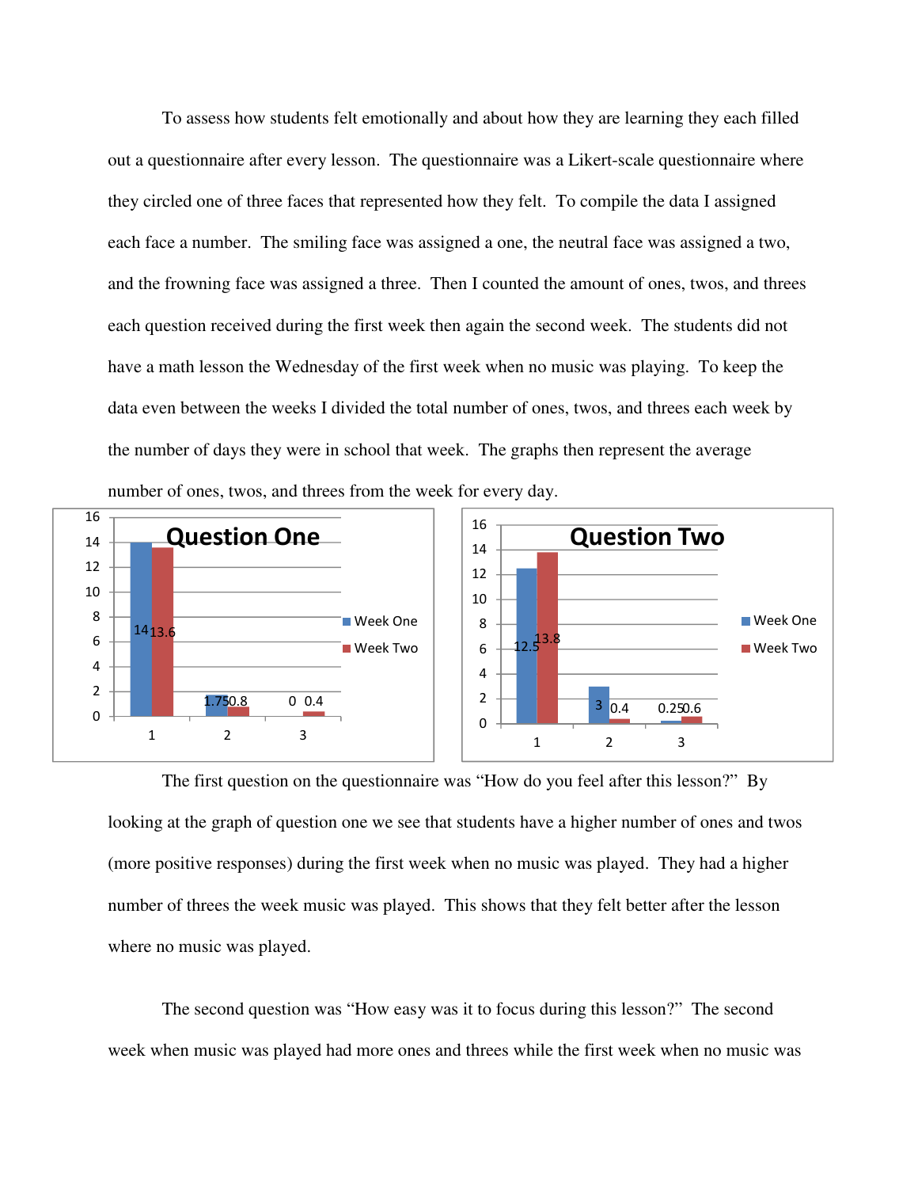To assess how students felt emotionally and about how they are learning they each filled out a questionnaire after every lesson. The questionnaire was a Likert-scale questionnaire where they circled one of three faces that represented how they felt. To compile the data I assigned each face a number. The smiling face was assigned a one, the neutral face was assigned a two, and the frowning face was assigned a three. Then I counted the amount of ones, twos, and threes each question received during the first week then again the second week. The students did not have a math lesson the Wednesday of the first week when no music was playing. To keep the data even between the weeks I divided the total number of ones, twos, and threes each week by the number of days they were in school that week. The graphs then represent the average number of ones, twos, and threes from the week for every day.

**Question One**

| | Week One | Week Two |
|---|---|---|
| 1 | 14 | 13.6 |
| 2 | 1.75 | 0.8 |
| 3 | 0 | 0.4 |

**Question Two**

| | Week One | Week Two |
|---|---|---|
| 1 | 12.5 | 13.8 |
| 2 | 3 | 0.4 |
| 3 | 0.25 | 0.6 |

The first question on the questionnaire was "How do you feel after this lesson?" By looking at the graph of question one we see that students have a higher number of ones and twos (more positive responses) during the first week when no music was played. They had a higher number of threes the week music was played. This shows that they felt better after the lesson where no music was played.

The second question was "How easy was it to focus during this lesson?" The second week when music was played had more ones and threes while the first week when no music was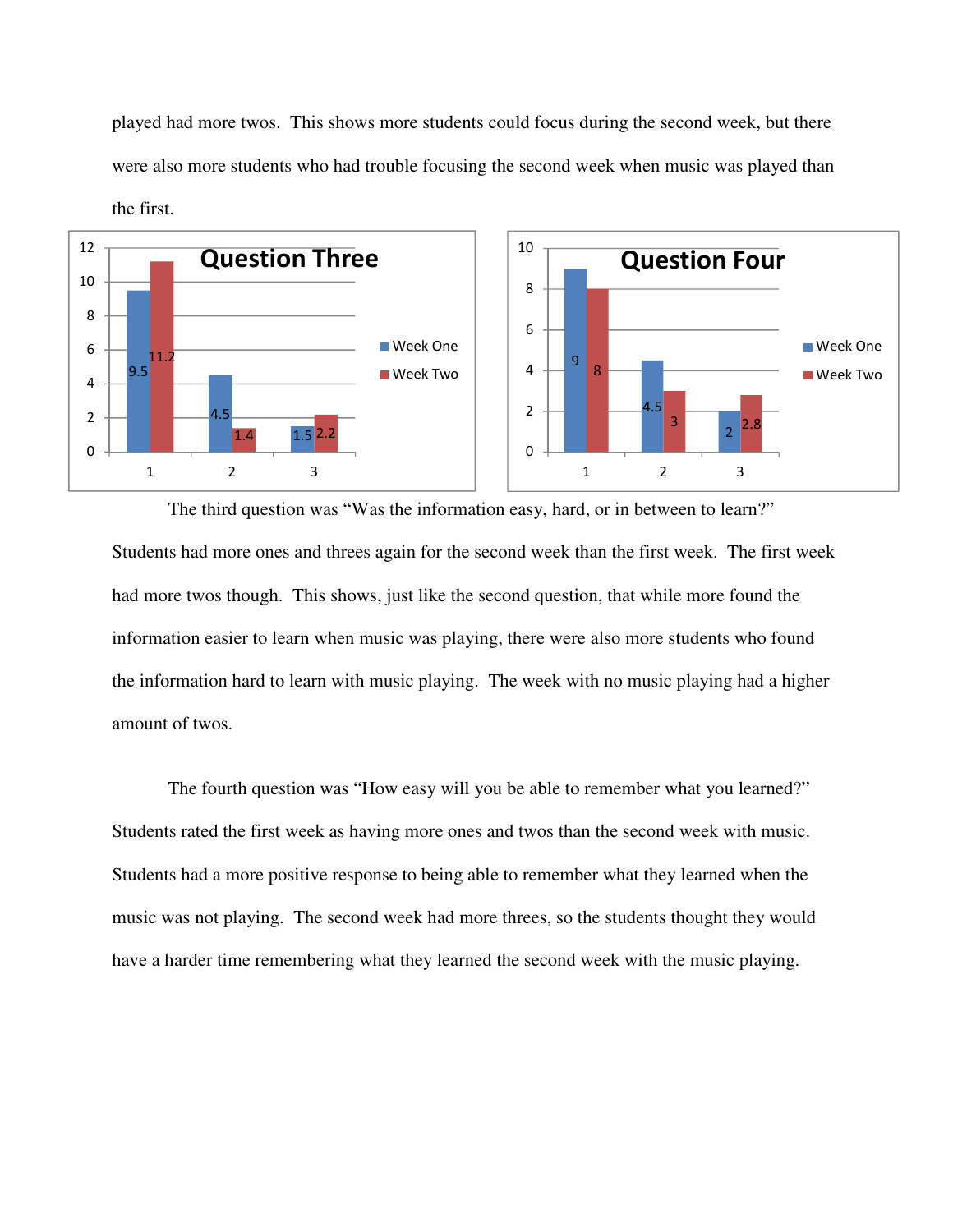played had more twos. This shows more students could focus during the second week, but there were also more students who had trouble focusing the second week when music was played than the first.

**Question Three**

| | Week One | Week Two |
|---|---|---|
| 1 | 9.5 | 11.2 |
| 2 | 4.5 | 1.4 |
| 3 | 1.5 | 2.2 |

**Question Four**

| | Week One | Week Two |
|---|---|---|
| 1 | 9 | 8 |
| 2 | 4.5 | 3 |
| 3 | 2 | 2.8 |

The third question was "Was the information easy, hard, or in between to learn?" Students had more ones and threes again for the second week than the first week. The first week had more twos though. This shows, just like the second question, that while more found the information easier to learn when music was playing, there were also more students who found the information hard to learn with music playing. The week with no music playing had a higher amount of twos.

The fourth question was "How easy will you be able to remember what you learned?" Students rated the first week as having more ones and twos than the second week with music. Students had a more positive response to being able to remember what they learned when the music was not playing. The second week had more threes, so the students thought they would have a harder time remembering what they learned the second week with the music playing.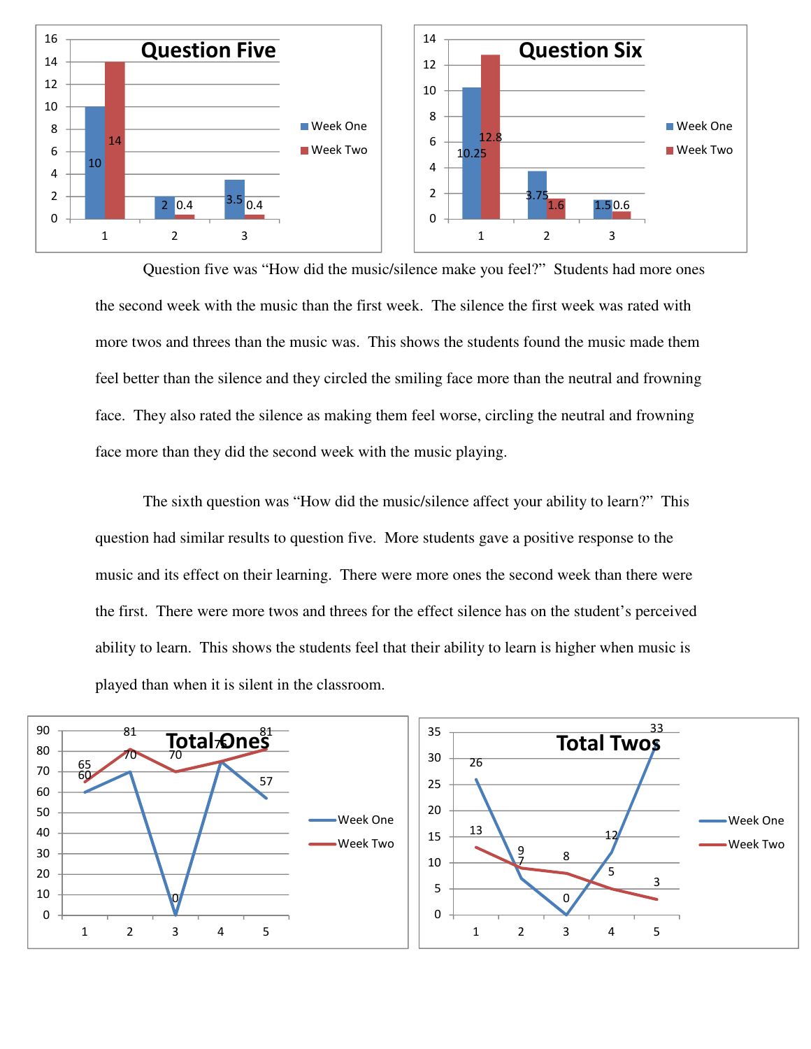**Question Five**

| | Week One | Week Two |
|---|---|---|
| 1 | 10 | 14 |
| 2 | 2 | 0.4 |
| 3 | 3.5 | 0.4 |

**Question Six**

| | Week One | Week Two |
|---|---|---|
| 1 | 10.25 | 12.8 |
| 2 | 3.75 | 1.6 |
| 3 | 1.5 | 0.6 |

Question five was "How did the music/silence make you feel?" Students had more ones the second week with the music than the first week. The silence the first week was rated with more twos and threes than the music was. This shows the students found the music made them feel better than the silence and they circled the smiling face more than the neutral and frowning face. They also rated the silence as making them feel worse, circling the neutral and frowning face more than they did the second week with the music playing.

The sixth question was "How did the music/silence affect your ability to learn?" This question had similar results to question five. More students gave a positive response to the music and its effect on their learning. There were more ones the second week than there were the first. There were more twos and threes for the effect silence has on the student's perceived ability to learn. This shows the students feel that their ability to learn is higher when music is played than when it is silent in the classroom.

**Total Ones**

| | Week One | Week Two |
|---|---|---|
| 1 | 60 | 65 |
| 2 | 70 | 81 |
| 3 | 0 | 70 |
| 4 | 75 | 75 |
| 5 | 57 | 81 |

**Total Twos**

| | Week One | Week Two |
|---|---|---|
| 1 | 26 | 13 |
| 2 | 7 | 9 |
| 3 | 0 | 8 |
| 4 | 12 | 5 |
| 5 | 33 | 3 |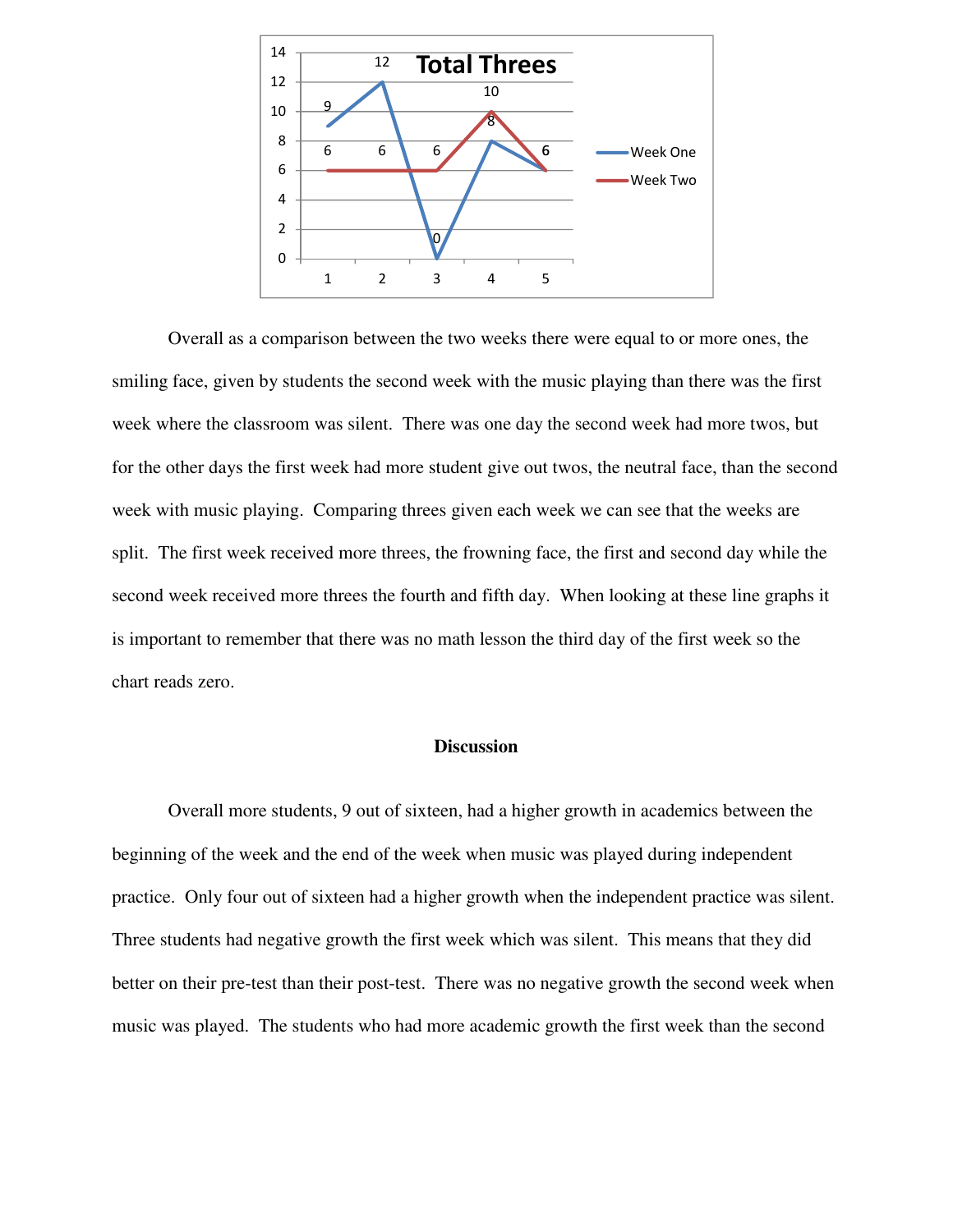Overall as a comparison between the two weeks there were equal to or more ones, the smiling face, given by students the second week with the music playing than there was the first week where the classroom was silent. There was one day the second week had more twos, but for the other days the first week had more student give out twos, the neutral face, than the second week with music playing. Comparing threes given each week we can see that the weeks are split. The first week received more threes, the frowning face, the first and second day while the second week received more threes the fourth and fifth day. When looking at these line graphs it is important to remember that there was no math lesson the third day of the first week so the chart reads zero.

## Discussion

Overall more students, 9 out of sixteen, had a higher growth in academics between the beginning of the week and the end of the week when music was played during independent practice. Only four out of sixteen had a higher growth when the independent practice was silent. Three students had negative growth the first week which was silent. This means that they did better on their pre-test than their post-test. There was no negative growth the second week when music was played. The students who had more academic growth the first week than the second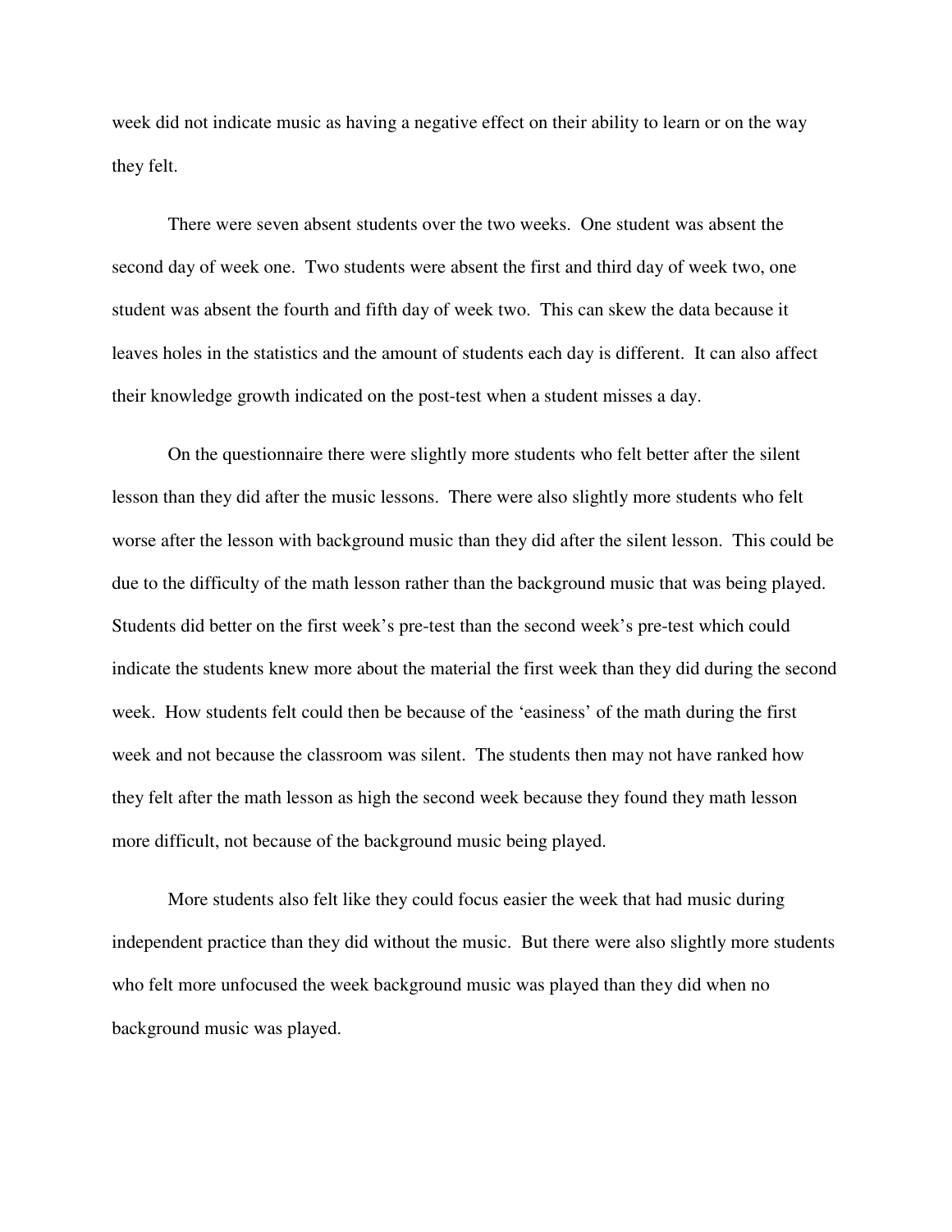week did not indicate music as having a negative effect on their ability to learn or on the way they felt.

There were seven absent students over the two weeks. One student was absent the second day of week one. Two students were absent the first and third day of week two, one student was absent the fourth and fifth day of week two. This can skew the data because it leaves holes in the statistics and the amount of students each day is different. It can also affect their knowledge growth indicated on the post-test when a student misses a day.

On the questionnaire there were slightly more students who felt better after the silent lesson than they did after the music lessons. There were also slightly more students who felt worse after the lesson with background music than they did after the silent lesson. This could be due to the difficulty of the math lesson rather than the background music that was being played. Students did better on the first week's pre-test than the second week's pre-test which could indicate the students knew more about the material the first week than they did during the second week. How students felt could then be because of the 'easiness' of the math during the first week and not because the classroom was silent. The students then may not have ranked how they felt after the math lesson as high the second week because they found they math lesson more difficult, not because of the background music being played.

More students also felt like they could focus easier the week that had music during independent practice than they did without the music. But there were also slightly more students who felt more unfocused the week background music was played than they did when no background music was played.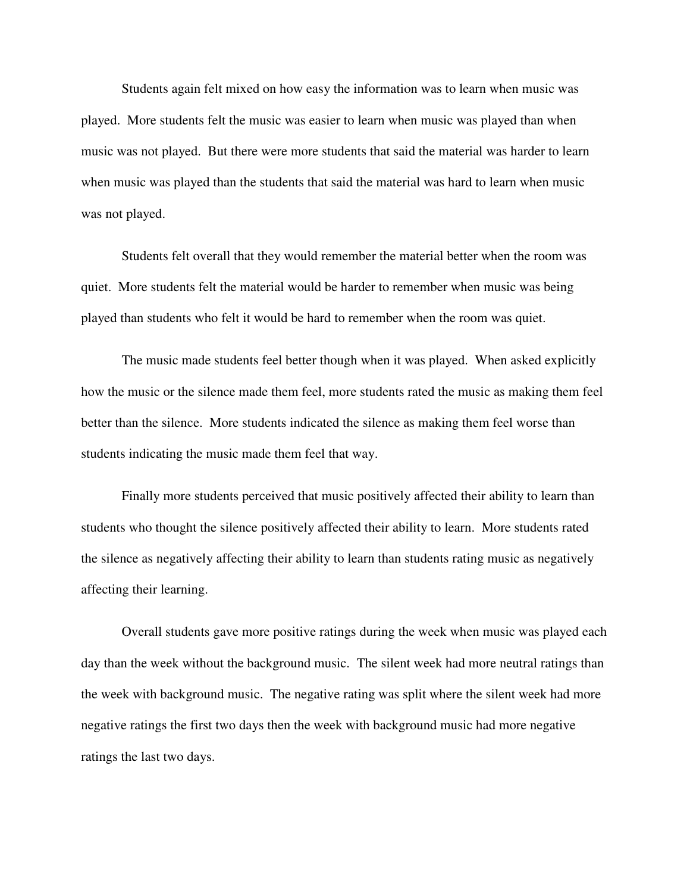Students again felt mixed on how easy the information was to learn when music was played. More students felt the music was easier to learn when music was played than when music was not played. But there were more students that said the material was harder to learn when music was played than the students that said the material was hard to learn when music was not played.

Students felt overall that they would remember the material better when the room was quiet. More students felt the material would be harder to remember when music was being played than students who felt it would be hard to remember when the room was quiet.

The music made students feel better though when it was played. When asked explicitly how the music or the silence made them feel, more students rated the music as making them feel better than the silence. More students indicated the silence as making them feel worse than students indicating the music made them feel that way.

Finally more students perceived that music positively affected their ability to learn than students who thought the silence positively affected their ability to learn. More students rated the silence as negatively affecting their ability to learn than students rating music as negatively affecting their learning.

Overall students gave more positive ratings during the week when music was played each day than the week without the background music. The silent week had more neutral ratings than the week with background music. The negative rating was split where the silent week had more negative ratings the first two days then the week with background music had more negative ratings the last two days.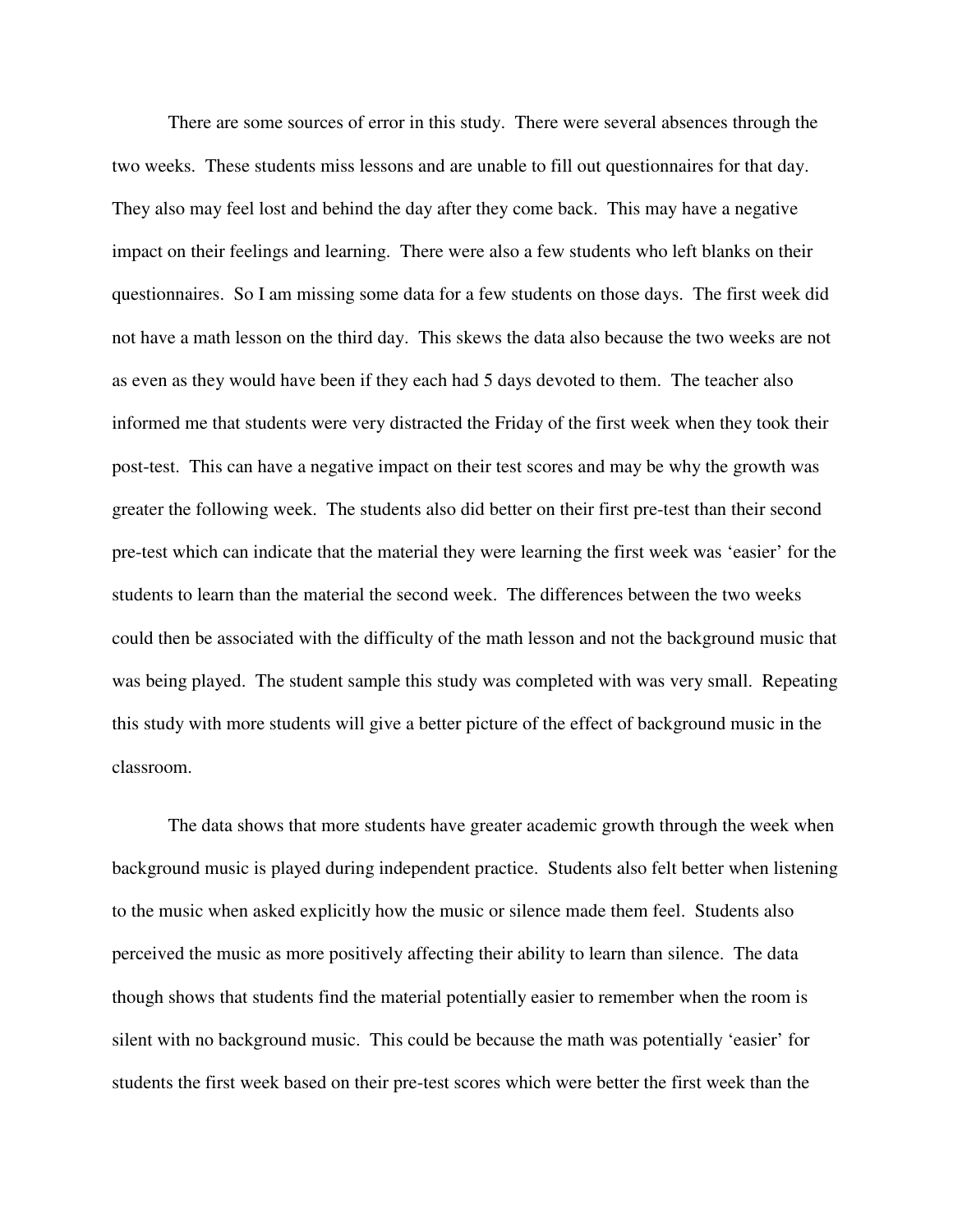There are some sources of error in this study. There were several absences through the two weeks. These students miss lessons and are unable to fill out questionnaires for that day. They also may feel lost and behind the day after they come back. This may have a negative impact on their feelings and learning. There were also a few students who left blanks on their questionnaires. So I am missing some data for a few students on those days. The first week did not have a math lesson on the third day. This skews the data also because the two weeks are not as even as they would have been if they each had 5 days devoted to them. The teacher also informed me that students were very distracted the Friday of the first week when they took their post-test. This can have a negative impact on their test scores and may be why the growth was greater the following week. The students also did better on their first pre-test than their second pre-test which can indicate that the material they were learning the first week was 'easier' for the students to learn than the material the second week. The differences between the two weeks could then be associated with the difficulty of the math lesson and not the background music that was being played. The student sample this study was completed with was very small. Repeating this study with more students will give a better picture of the effect of background music in the classroom.

The data shows that more students have greater academic growth through the week when background music is played during independent practice. Students also felt better when listening to the music when asked explicitly how the music or silence made them feel. Students also perceived the music as more positively affecting their ability to learn than silence. The data though shows that students find the material potentially easier to remember when the room is silent with no background music. This could be because the math was potentially 'easier' for students the first week based on their pre-test scores which were better the first week than the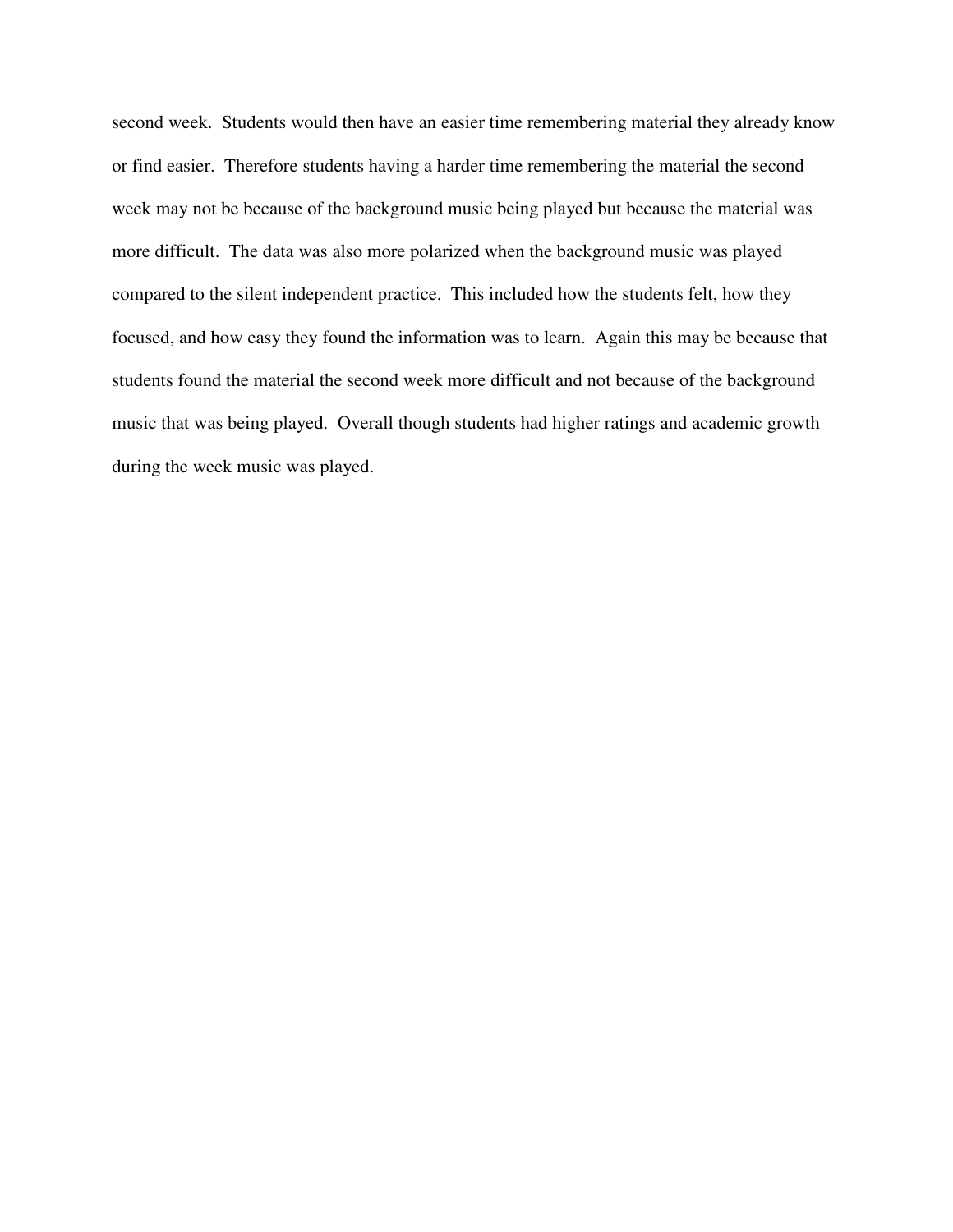second week. Students would then have an easier time remembering material they already know or find easier. Therefore students having a harder time remembering the material the second week may not be because of the background music being played but because the material was more difficult. The data was also more polarized when the background music was played compared to the silent independent practice. This included how the students felt, how they focused, and how easy they found the information was to learn. Again this may be because that students found the material the second week more difficult and not because of the background music that was being played. Overall though students had higher ratings and academic growth during the week music was played.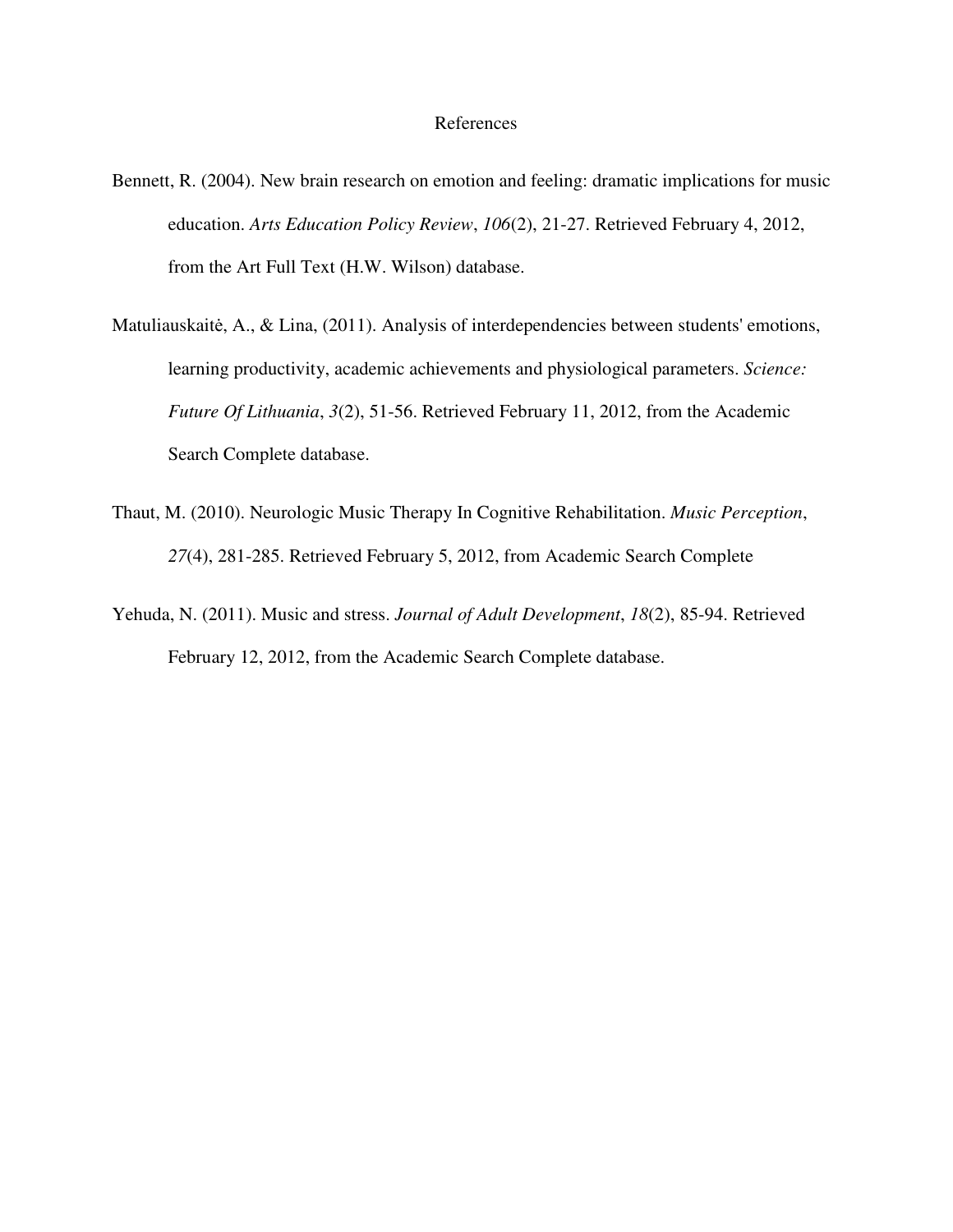# References

Bennett, R. (2004). New brain research on emotion and feeling: dramatic implications for music education. *Arts Education Policy Review*, *106*(2), 21-27. Retrieved February 4, 2012, from the Art Full Text (H.W. Wilson) database.

Matuliauskaitė, A., & Lina, (2011). Analysis of interdependencies between students' emotions, learning productivity, academic achievements and physiological parameters. *Science: Future Of Lithuania*, *3*(2), 51-56. Retrieved February 11, 2012, from the Academic Search Complete database.

Thaut, M. (2010). Neurologic Music Therapy In Cognitive Rehabilitation. *Music Perception*, *27*(4), 281-285. Retrieved February 5, 2012, from Academic Search Complete

Yehuda, N. (2011). Music and stress. *Journal of Adult Development*, *18*(2), 85-94. Retrieved February 12, 2012, from the Academic Search Complete database.